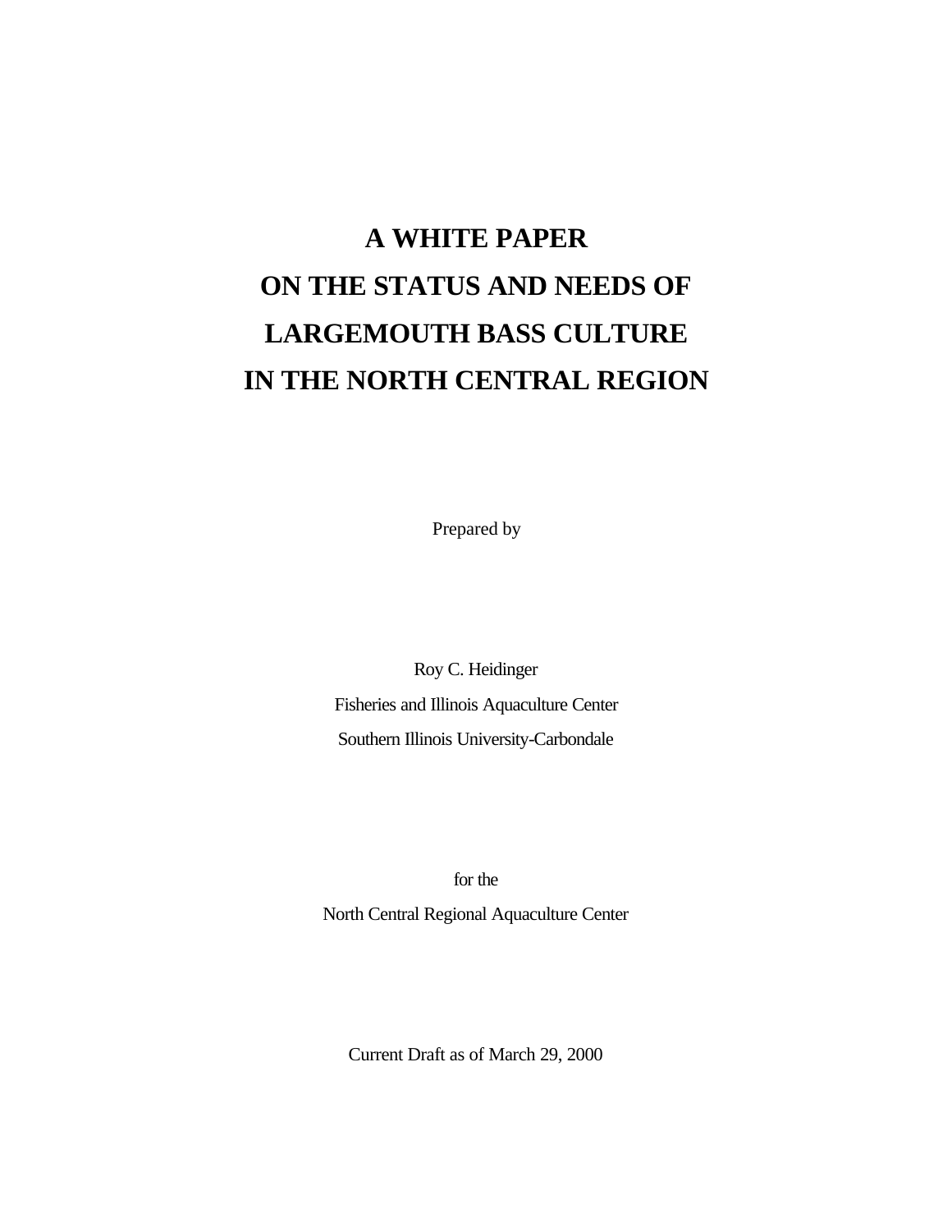# A WHITE PAPER
# ON THE STATUS AND NEEDS OF
# LARGEMOUTH BASS CULTURE
# IN THE NORTH CENTRAL REGION

Prepared by

Roy C. Heidinger

Fisheries and Illinois Aquaculture Center

Southern Illinois University-Carbondale

for the

North Central Regional Aquaculture Center

Current Draft as of March 29, 2000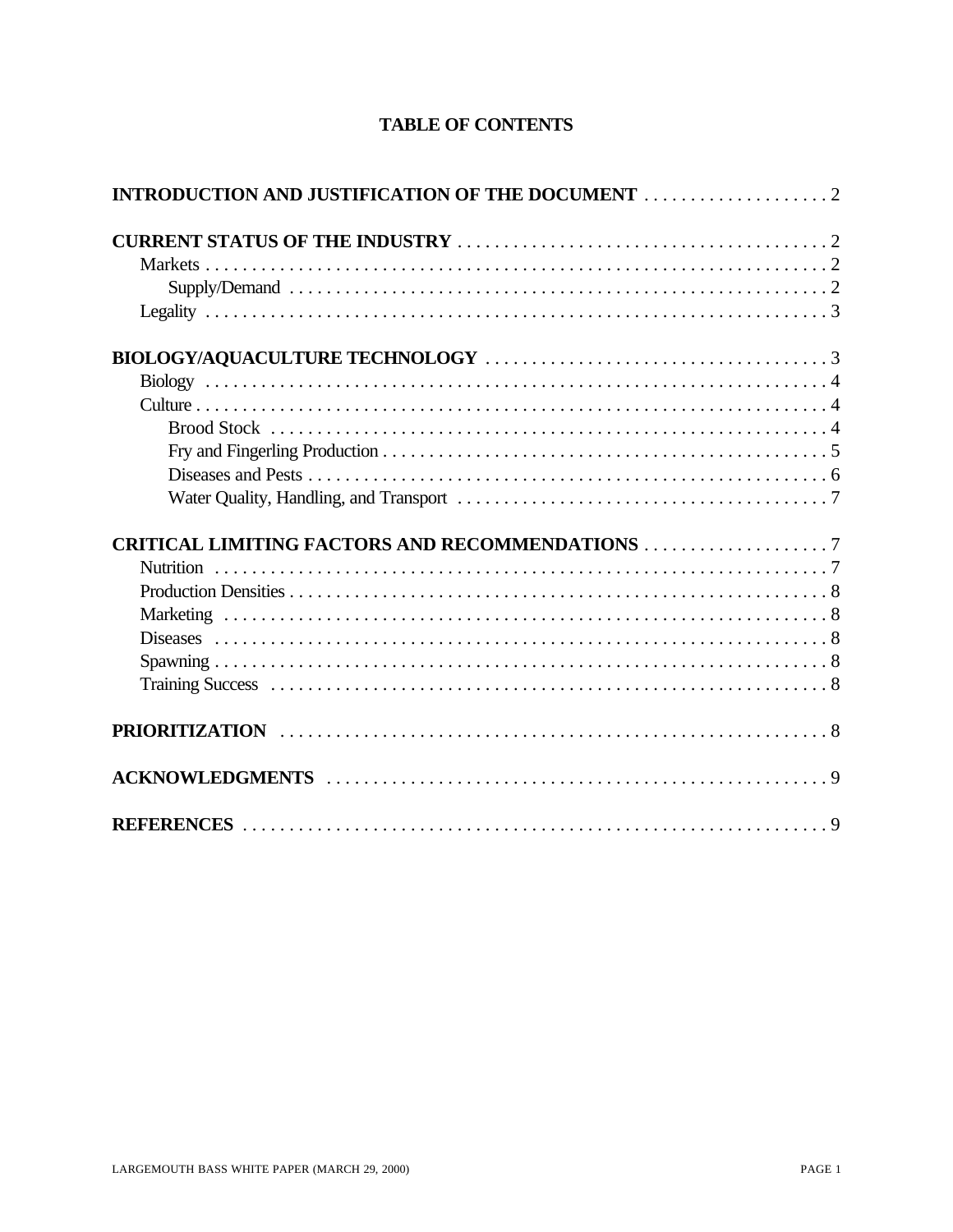# TABLE OF CONTENTS

**INTRODUCTION AND JUSTIFICATION OF THE DOCUMENT** . . . . . . . . . . . . . . . . . . . . 2

**CURRENT STATUS OF THE INDUSTRY** . . . . . . . . . . . . . . . . . . . . . . . . . . . . . . . . . . . . . . . . 2
- Markets . . . . . . . . . . . . . . . . . . . . . . . . . . . . . . . . . . . . . . . . . . . . . . . . . . . . . . . . . . . . . . . . . 2
  - Supply/Demand . . . . . . . . . . . . . . . . . . . . . . . . . . . . . . . . . . . . . . . . . . . . . . . . . . . . . . . . 2
- Legality . . . . . . . . . . . . . . . . . . . . . . . . . . . . . . . . . . . . . . . . . . . . . . . . . . . . . . . . . . . . . . . . . 3

**BIOLOGY/AQUACULTURE TECHNOLOGY** . . . . . . . . . . . . . . . . . . . . . . . . . . . . . . . . . . . . . 3
- Biology . . . . . . . . . . . . . . . . . . . . . . . . . . . . . . . . . . . . . . . . . . . . . . . . . . . . . . . . . . . . . . . . . 4
- Culture . . . . . . . . . . . . . . . . . . . . . . . . . . . . . . . . . . . . . . . . . . . . . . . . . . . . . . . . . . . . . . . . . 4
  - Brood Stock . . . . . . . . . . . . . . . . . . . . . . . . . . . . . . . . . . . . . . . . . . . . . . . . . . . . . . . . . . . 4
  - Fry and Fingerling Production . . . . . . . . . . . . . . . . . . . . . . . . . . . . . . . . . . . . . . . . . . . . . 5
  - Diseases and Pests . . . . . . . . . . . . . . . . . . . . . . . . . . . . . . . . . . . . . . . . . . . . . . . . . . . . . . 6
  - Water Quality, Handling, and Transport . . . . . . . . . . . . . . . . . . . . . . . . . . . . . . . . . . . . . . 7

**CRITICAL LIMITING FACTORS AND RECOMMENDATIONS** . . . . . . . . . . . . . . . . . . . . 7
- Nutrition . . . . . . . . . . . . . . . . . . . . . . . . . . . . . . . . . . . . . . . . . . . . . . . . . . . . . . . . . . . . . . . . 7
- Production Densities . . . . . . . . . . . . . . . . . . . . . . . . . . . . . . . . . . . . . . . . . . . . . . . . . . . . . . . 8
- Marketing . . . . . . . . . . . . . . . . . . . . . . . . . . . . . . . . . . . . . . . . . . . . . . . . . . . . . . . . . . . . . . . 8
- Diseases . . . . . . . . . . . . . . . . . . . . . . . . . . . . . . . . . . . . . . . . . . . . . . . . . . . . . . . . . . . . . . . . 8
- Spawning . . . . . . . . . . . . . . . . . . . . . . . . . . . . . . . . . . . . . . . . . . . . . . . . . . . . . . . . . . . . . . . . 8
- Training Success . . . . . . . . . . . . . . . . . . . . . . . . . . . . . . . . . . . . . . . . . . . . . . . . . . . . . . . . . . 8

**PRIORITIZATION** . . . . . . . . . . . . . . . . . . . . . . . . . . . . . . . . . . . . . . . . . . . . . . . . . . . . . . . . . 8

**ACKNOWLEDGMENTS** . . . . . . . . . . . . . . . . . . . . . . . . . . . . . . . . . . . . . . . . . . . . . . . . . . . . . 9

**REFERENCES** . . . . . . . . . . . . . . . . . . . . . . . . . . . . . . . . . . . . . . . . . . . . . . . . . . . . . . . . . . . . 9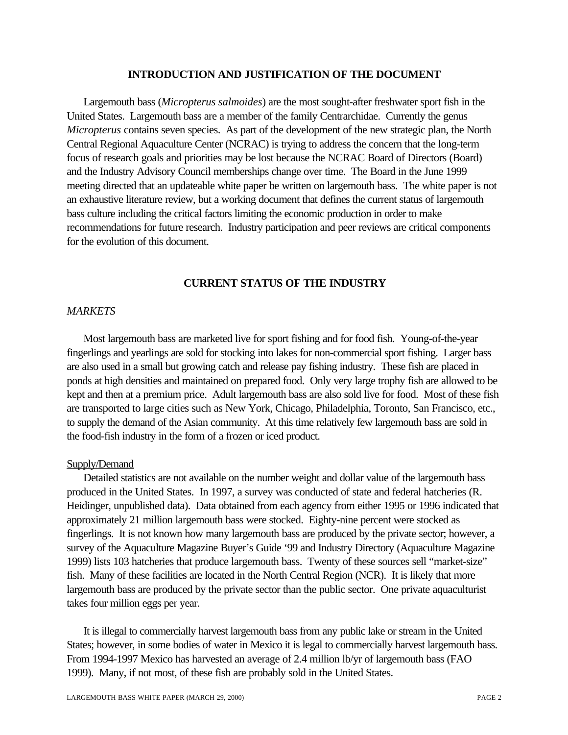## INTRODUCTION AND JUSTIFICATION OF THE DOCUMENT

Largemouth bass (*Micropterus salmoides*) are the most sought-after freshwater sport fish in the United States. Largemouth bass are a member of the family Centrarchidae. Currently the genus *Micropterus* contains seven species. As part of the development of the new strategic plan, the North Central Regional Aquaculture Center (NCRAC) is trying to address the concern that the long-term focus of research goals and priorities may be lost because the NCRAC Board of Directors (Board) and the Industry Advisory Council memberships change over time. The Board in the June 1999 meeting directed that an updateable white paper be written on largemouth bass. The white paper is not an exhaustive literature review, but a working document that defines the current status of largemouth bass culture including the critical factors limiting the economic production in order to make recommendations for future research. Industry participation and peer reviews are critical components for the evolution of this document.

## CURRENT STATUS OF THE INDUSTRY

### *MARKETS*

Most largemouth bass are marketed live for sport fishing and for food fish. Young-of-the-year fingerlings and yearlings are sold for stocking into lakes for non-commercial sport fishing. Larger bass are also used in a small but growing catch and release pay fishing industry. These fish are placed in ponds at high densities and maintained on prepared food. Only very large trophy fish are allowed to be kept and then at a premium price. Adult largemouth bass are also sold live for food. Most of these fish are transported to large cities such as New York, Chicago, Philadelphia, Toronto, San Francisco, etc., to supply the demand of the Asian community. At this time relatively few largemouth bass are sold in the food-fish industry in the form of a frozen or iced product.

#### Supply/Demand

Detailed statistics are not available on the number weight and dollar value of the largemouth bass produced in the United States. In 1997, a survey was conducted of state and federal hatcheries (R. Heidinger, unpublished data). Data obtained from each agency from either 1995 or 1996 indicated that approximately 21 million largemouth bass were stocked. Eighty-nine percent were stocked as fingerlings. It is not known how many largemouth bass are produced by the private sector; however, a survey of the Aquaculture Magazine Buyer's Guide '99 and Industry Directory (Aquaculture Magazine 1999) lists 103 hatcheries that produce largemouth bass. Twenty of these sources sell "market-size" fish. Many of these facilities are located in the North Central Region (NCR). It is likely that more largemouth bass are produced by the private sector than the public sector. One private aquaculturist takes four million eggs per year.

It is illegal to commercially harvest largemouth bass from any public lake or stream in the United States; however, in some bodies of water in Mexico it is legal to commercially harvest largemouth bass. From 1994-1997 Mexico has harvested an average of 2.4 million lb/yr of largemouth bass (FAO 1999). Many, if not most, of these fish are probably sold in the United States.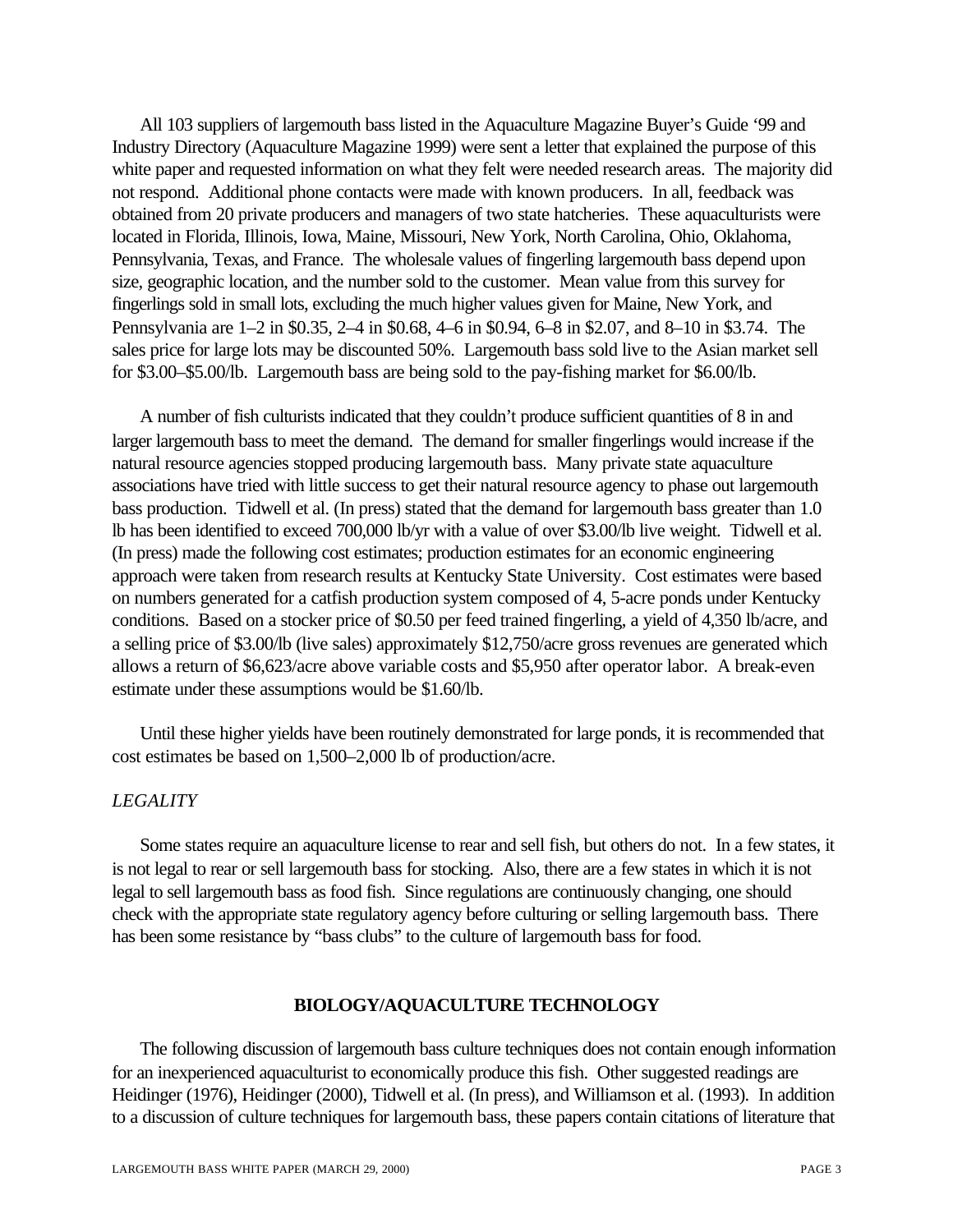All 103 suppliers of largemouth bass listed in the Aquaculture Magazine Buyer's Guide '99 and Industry Directory (Aquaculture Magazine 1999) were sent a letter that explained the purpose of this white paper and requested information on what they felt were needed research areas. The majority did not respond. Additional phone contacts were made with known producers. In all, feedback was obtained from 20 private producers and managers of two state hatcheries. These aquaculturists were located in Florida, Illinois, Iowa, Maine, Missouri, New York, North Carolina, Ohio, Oklahoma, Pennsylvania, Texas, and France. The wholesale values of fingerling largemouth bass depend upon size, geographic location, and the number sold to the customer. Mean value from this survey for fingerlings sold in small lots, excluding the much higher values given for Maine, New York, and Pennsylvania are 1–2 in $0.35, 2–4 in $0.68, 4–6 in $0.94, 6–8 in $2.07, and 8–10 in $3.74. The sales price for large lots may be discounted 50%. Largemouth bass sold live to the Asian market sell for $3.00–$5.00/lb. Largemouth bass are being sold to the pay-fishing market for $6.00/lb.

A number of fish culturists indicated that they couldn't produce sufficient quantities of 8 in and larger largemouth bass to meet the demand. The demand for smaller fingerlings would increase if the natural resource agencies stopped producing largemouth bass. Many private state aquaculture associations have tried with little success to get their natural resource agency to phase out largemouth bass production. Tidwell et al. (In press) stated that the demand for largemouth bass greater than 1.0 lb has been identified to exceed 700,000 lb/yr with a value of over $3.00/lb live weight. Tidwell et al. (In press) made the following cost estimates; production estimates for an economic engineering approach were taken from research results at Kentucky State University. Cost estimates were based on numbers generated for a catfish production system composed of 4, 5-acre ponds under Kentucky conditions. Based on a stocker price of $0.50 per feed trained fingerling, a yield of 4,350 lb/acre, and a selling price of $3.00/lb (live sales) approximately $12,750/acre gross revenues are generated which allows a return of $6,623/acre above variable costs and $5,950 after operator labor. A break-even estimate under these assumptions would be $1.60/lb.

Until these higher yields have been routinely demonstrated for large ponds, it is recommended that cost estimates be based on 1,500–2,000 lb of production/acre.

### *LEGALITY*

Some states require an aquaculture license to rear and sell fish, but others do not. In a few states, it is not legal to rear or sell largemouth bass for stocking. Also, there are a few states in which it is not legal to sell largemouth bass as food fish. Since regulations are continuously changing, one should check with the appropriate state regulatory agency before culturing or selling largemouth bass. There has been some resistance by "bass clubs" to the culture of largemouth bass for food.

## BIOLOGY/AQUACULTURE TECHNOLOGY

The following discussion of largemouth bass culture techniques does not contain enough information for an inexperienced aquaculturist to economically produce this fish. Other suggested readings are Heidinger (1976), Heidinger (2000), Tidwell et al. (In press), and Williamson et al. (1993). In addition to a discussion of culture techniques for largemouth bass, these papers contain citations of literature that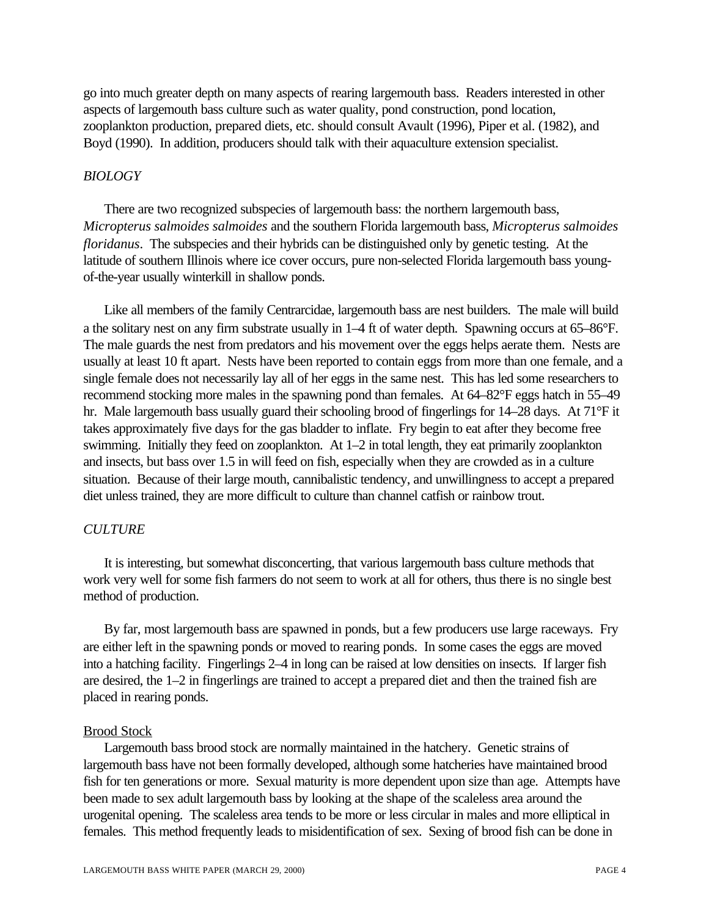go into much greater depth on many aspects of rearing largemouth bass. Readers interested in other aspects of largemouth bass culture such as water quality, pond construction, pond location, zooplankton production, prepared diets, etc. should consult Avault (1996), Piper et al. (1982), and Boyd (1990). In addition, producers should talk with their aquaculture extension specialist.

*BIOLOGY*

There are two recognized subspecies of largemouth bass: the northern largemouth bass, *Micropterus salmoides salmoides* and the southern Florida largemouth bass, *Micropterus salmoides floridanus*. The subspecies and their hybrids can be distinguished only by genetic testing. At the latitude of southern Illinois where ice cover occurs, pure non-selected Florida largemouth bass young-of-the-year usually winterkill in shallow ponds.

Like all members of the family Centrarcidae, largemouth bass are nest builders. The male will build a the solitary nest on any firm substrate usually in 1–4 ft of water depth. Spawning occurs at 65–86°F. The male guards the nest from predators and his movement over the eggs helps aerate them. Nests are usually at least 10 ft apart. Nests have been reported to contain eggs from more than one female, and a single female does not necessarily lay all of her eggs in the same nest. This has led some researchers to recommend stocking more males in the spawning pond than females. At 64–82°F eggs hatch in 55–49 hr. Male largemouth bass usually guard their schooling brood of fingerlings for 14–28 days. At 71°F it takes approximately five days for the gas bladder to inflate. Fry begin to eat after they become free swimming. Initially they feed on zooplankton. At 1–2 in total length, they eat primarily zooplankton and insects, but bass over 1.5 in will feed on fish, especially when they are crowded as in a culture situation. Because of their large mouth, cannibalistic tendency, and unwillingness to accept a prepared diet unless trained, they are more difficult to culture than channel catfish or rainbow trout.

*CULTURE*

It is interesting, but somewhat disconcerting, that various largemouth bass culture methods that work very well for some fish farmers do not seem to work at all for others, thus there is no single best method of production.

By far, most largemouth bass are spawned in ponds, but a few producers use large raceways. Fry are either left in the spawning ponds or moved to rearing ponds. In some cases the eggs are moved into a hatching facility. Fingerlings 2–4 in long can be raised at low densities on insects. If larger fish are desired, the 1–2 in fingerlings are trained to accept a prepared diet and then the trained fish are placed in rearing ponds.

<u>Brood Stock</u>

Largemouth bass brood stock are normally maintained in the hatchery. Genetic strains of largemouth bass have not been formally developed, although some hatcheries have maintained brood fish for ten generations or more. Sexual maturity is more dependent upon size than age. Attempts have been made to sex adult largemouth bass by looking at the shape of the scaleless area around the urogenital opening. The scaleless area tends to be more or less circular in males and more elliptical in females. This method frequently leads to misidentification of sex. Sexing of brood fish can be done in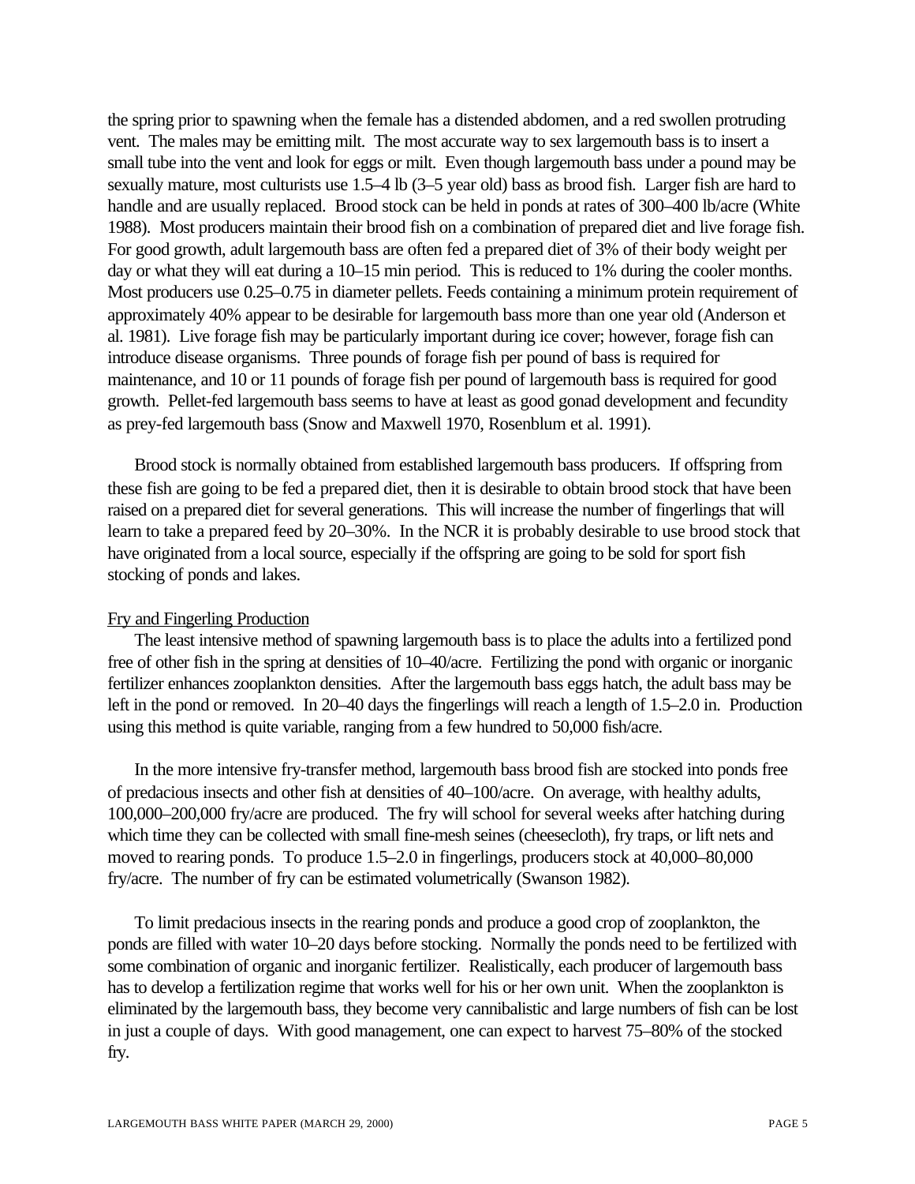the spring prior to spawning when the female has a distended abdomen, and a red swollen protruding vent. The males may be emitting milt. The most accurate way to sex largemouth bass is to insert a small tube into the vent and look for eggs or milt. Even though largemouth bass under a pound may be sexually mature, most culturists use 1.5–4 lb (3–5 year old) bass as brood fish. Larger fish are hard to handle and are usually replaced. Brood stock can be held in ponds at rates of 300–400 lb/acre (White 1988). Most producers maintain their brood fish on a combination of prepared diet and live forage fish. For good growth, adult largemouth bass are often fed a prepared diet of 3% of their body weight per day or what they will eat during a 10–15 min period. This is reduced to 1% during the cooler months. Most producers use 0.25–0.75 in diameter pellets. Feeds containing a minimum protein requirement of approximately 40% appear to be desirable for largemouth bass more than one year old (Anderson et al. 1981). Live forage fish may be particularly important during ice cover; however, forage fish can introduce disease organisms. Three pounds of forage fish per pound of bass is required for maintenance, and 10 or 11 pounds of forage fish per pound of largemouth bass is required for good growth. Pellet-fed largemouth bass seems to have at least as good gonad development and fecundity as prey-fed largemouth bass (Snow and Maxwell 1970, Rosenblum et al. 1991).

Brood stock is normally obtained from established largemouth bass producers. If offspring from these fish are going to be fed a prepared diet, then it is desirable to obtain brood stock that have been raised on a prepared diet for several generations. This will increase the number of fingerlings that will learn to take a prepared feed by 20–30%. In the NCR it is probably desirable to use brood stock that have originated from a local source, especially if the offspring are going to be sold for sport fish stocking of ponds and lakes.

Fry and Fingerling Production

The least intensive method of spawning largemouth bass is to place the adults into a fertilized pond free of other fish in the spring at densities of 10–40/acre. Fertilizing the pond with organic or inorganic fertilizer enhances zooplankton densities. After the largemouth bass eggs hatch, the adult bass may be left in the pond or removed. In 20–40 days the fingerlings will reach a length of 1.5–2.0 in. Production using this method is quite variable, ranging from a few hundred to 50,000 fish/acre.

In the more intensive fry-transfer method, largemouth bass brood fish are stocked into ponds free of predacious insects and other fish at densities of 40–100/acre. On average, with healthy adults, 100,000–200,000 fry/acre are produced. The fry will school for several weeks after hatching during which time they can be collected with small fine-mesh seines (cheesecloth), fry traps, or lift nets and moved to rearing ponds. To produce 1.5–2.0 in fingerlings, producers stock at 40,000–80,000 fry/acre. The number of fry can be estimated volumetrically (Swanson 1982).

To limit predacious insects in the rearing ponds and produce a good crop of zooplankton, the ponds are filled with water 10–20 days before stocking. Normally the ponds need to be fertilized with some combination of organic and inorganic fertilizer. Realistically, each producer of largemouth bass has to develop a fertilization regime that works well for his or her own unit. When the zooplankton is eliminated by the largemouth bass, they become very cannibalistic and large numbers of fish can be lost in just a couple of days. With good management, one can expect to harvest 75–80% of the stocked fry.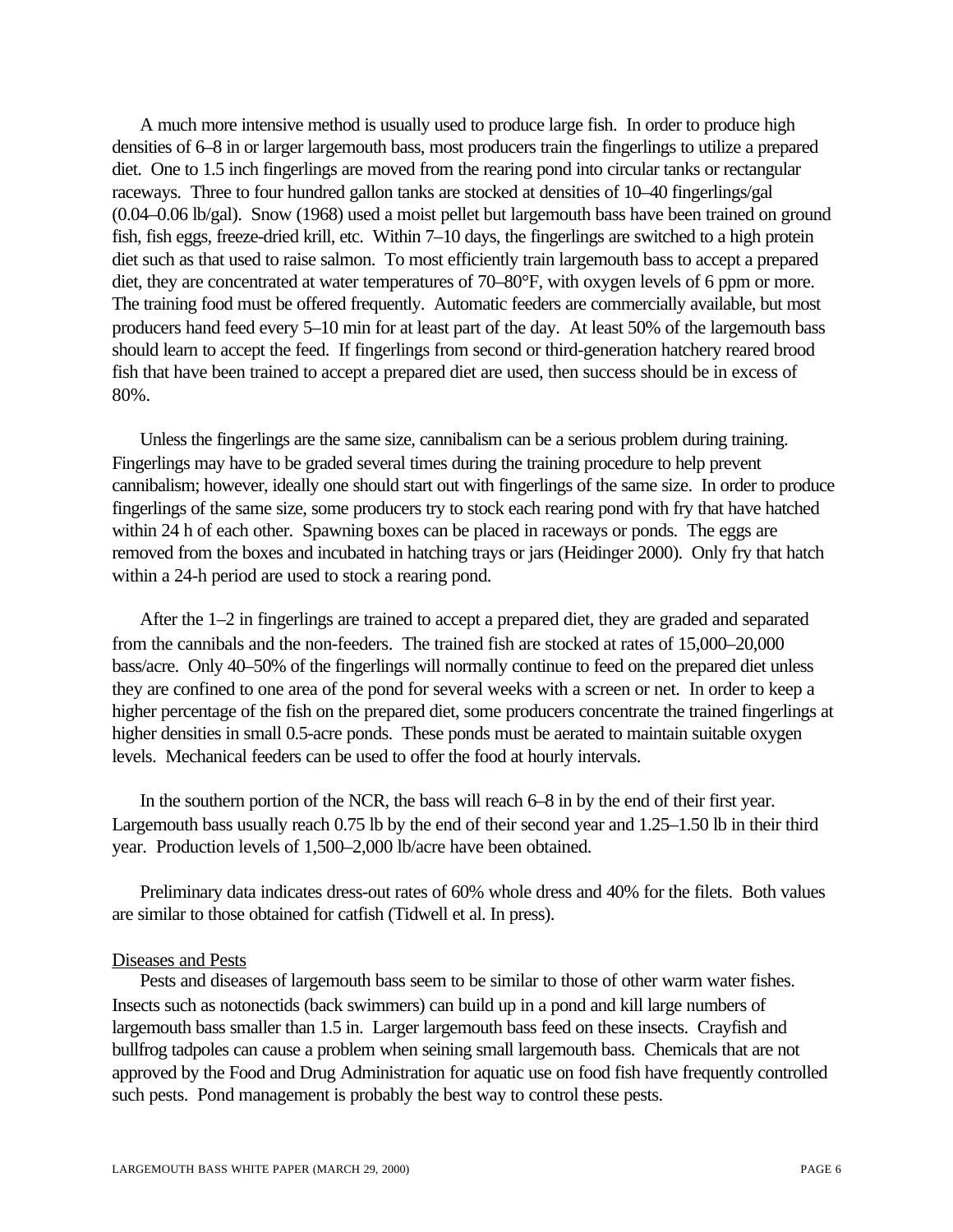A much more intensive method is usually used to produce large fish. In order to produce high densities of 6–8 in or larger largemouth bass, most producers train the fingerlings to utilize a prepared diet. One to 1.5 inch fingerlings are moved from the rearing pond into circular tanks or rectangular raceways. Three to four hundred gallon tanks are stocked at densities of 10–40 fingerlings/gal (0.04–0.06 lb/gal). Snow (1968) used a moist pellet but largemouth bass have been trained on ground fish, fish eggs, freeze-dried krill, etc. Within 7–10 days, the fingerlings are switched to a high protein diet such as that used to raise salmon. To most efficiently train largemouth bass to accept a prepared diet, they are concentrated at water temperatures of 70–80°F, with oxygen levels of 6 ppm or more. The training food must be offered frequently. Automatic feeders are commercially available, but most producers hand feed every 5–10 min for at least part of the day. At least 50% of the largemouth bass should learn to accept the feed. If fingerlings from second or third-generation hatchery reared brood fish that have been trained to accept a prepared diet are used, then success should be in excess of 80%.

Unless the fingerlings are the same size, cannibalism can be a serious problem during training. Fingerlings may have to be graded several times during the training procedure to help prevent cannibalism; however, ideally one should start out with fingerlings of the same size. In order to produce fingerlings of the same size, some producers try to stock each rearing pond with fry that have hatched within 24 h of each other. Spawning boxes can be placed in raceways or ponds. The eggs are removed from the boxes and incubated in hatching trays or jars (Heidinger 2000). Only fry that hatch within a 24-h period are used to stock a rearing pond.

After the 1–2 in fingerlings are trained to accept a prepared diet, they are graded and separated from the cannibals and the non-feeders. The trained fish are stocked at rates of 15,000–20,000 bass/acre. Only 40–50% of the fingerlings will normally continue to feed on the prepared diet unless they are confined to one area of the pond for several weeks with a screen or net. In order to keep a higher percentage of the fish on the prepared diet, some producers concentrate the trained fingerlings at higher densities in small 0.5-acre ponds. These ponds must be aerated to maintain suitable oxygen levels. Mechanical feeders can be used to offer the food at hourly intervals.

In the southern portion of the NCR, the bass will reach 6–8 in by the end of their first year. Largemouth bass usually reach 0.75 lb by the end of their second year and 1.25–1.50 lb in their third year. Production levels of 1,500–2,000 lb/acre have been obtained.

Preliminary data indicates dress-out rates of 60% whole dress and 40% for the filets. Both values are similar to those obtained for catfish (Tidwell et al. In press).

## Diseases and Pests

Pests and diseases of largemouth bass seem to be similar to those of other warm water fishes. Insects such as notonectids (back swimmers) can build up in a pond and kill large numbers of largemouth bass smaller than 1.5 in. Larger largemouth bass feed on these insects. Crayfish and bullfrog tadpoles can cause a problem when seining small largemouth bass. Chemicals that are not approved by the Food and Drug Administration for aquatic use on food fish have frequently controlled such pests. Pond management is probably the best way to control these pests.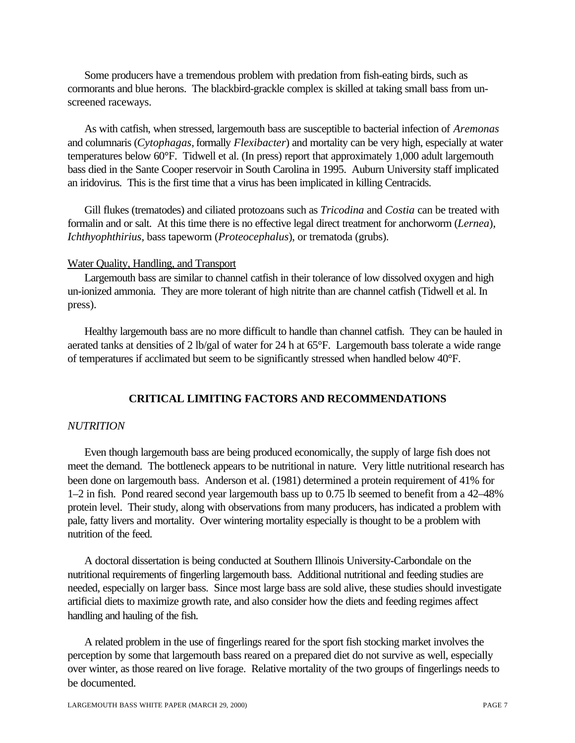Some producers have a tremendous problem with predation from fish-eating birds, such as cormorants and blue herons. The blackbird-grackle complex is skilled at taking small bass from un-screened raceways.

As with catfish, when stressed, largemouth bass are susceptible to bacterial infection of *Aremonas* and columnaris (*Cytophagas*, formally *Flexibacter*) and mortality can be very high, especially at water temperatures below 60°F. Tidwell et al. (In press) report that approximately 1,000 adult largemouth bass died in the Sante Cooper reservoir in South Carolina in 1995. Auburn University staff implicated an iridovirus. This is the first time that a virus has been implicated in killing Centracids.

Gill flukes (trematodes) and ciliated protozoans such as *Tricodina* and *Costia* can be treated with formalin and or salt. At this time there is no effective legal direct treatment for anchorworm (*Lernea*), *Ichthyophthirius*, bass tapeworm (*Proteocephalus*), or trematoda (grubs).

<u>Water Quality, Handling, and Transport</u>

Largemouth bass are similar to channel catfish in their tolerance of low dissolved oxygen and high un-ionized ammonia. They are more tolerant of high nitrite than are channel catfish (Tidwell et al. In press).

Healthy largemouth bass are no more difficult to handle than channel catfish. They can be hauled in aerated tanks at densities of 2 lb/gal of water for 24 h at 65°F. Largemouth bass tolerate a wide range of temperatures if acclimated but seem to be significantly stressed when handled below 40°F.

## CRITICAL LIMITING FACTORS AND RECOMMENDATIONS

### *NUTRITION*

Even though largemouth bass are being produced economically, the supply of large fish does not meet the demand. The bottleneck appears to be nutritional in nature. Very little nutritional research has been done on largemouth bass. Anderson et al. (1981) determined a protein requirement of 41% for 1–2 in fish. Pond reared second year largemouth bass up to 0.75 lb seemed to benefit from a 42–48% protein level. Their study, along with observations from many producers, has indicated a problem with pale, fatty livers and mortality. Over wintering mortality especially is thought to be a problem with nutrition of the feed.

A doctoral dissertation is being conducted at Southern Illinois University-Carbondale on the nutritional requirements of fingerling largemouth bass. Additional nutritional and feeding studies are needed, especially on larger bass. Since most large bass are sold alive, these studies should investigate artificial diets to maximize growth rate, and also consider how the diets and feeding regimes affect handling and hauling of the fish.

A related problem in the use of fingerlings reared for the sport fish stocking market involves the perception by some that largemouth bass reared on a prepared diet do not survive as well, especially over winter, as those reared on live forage. Relative mortality of the two groups of fingerlings needs to be documented.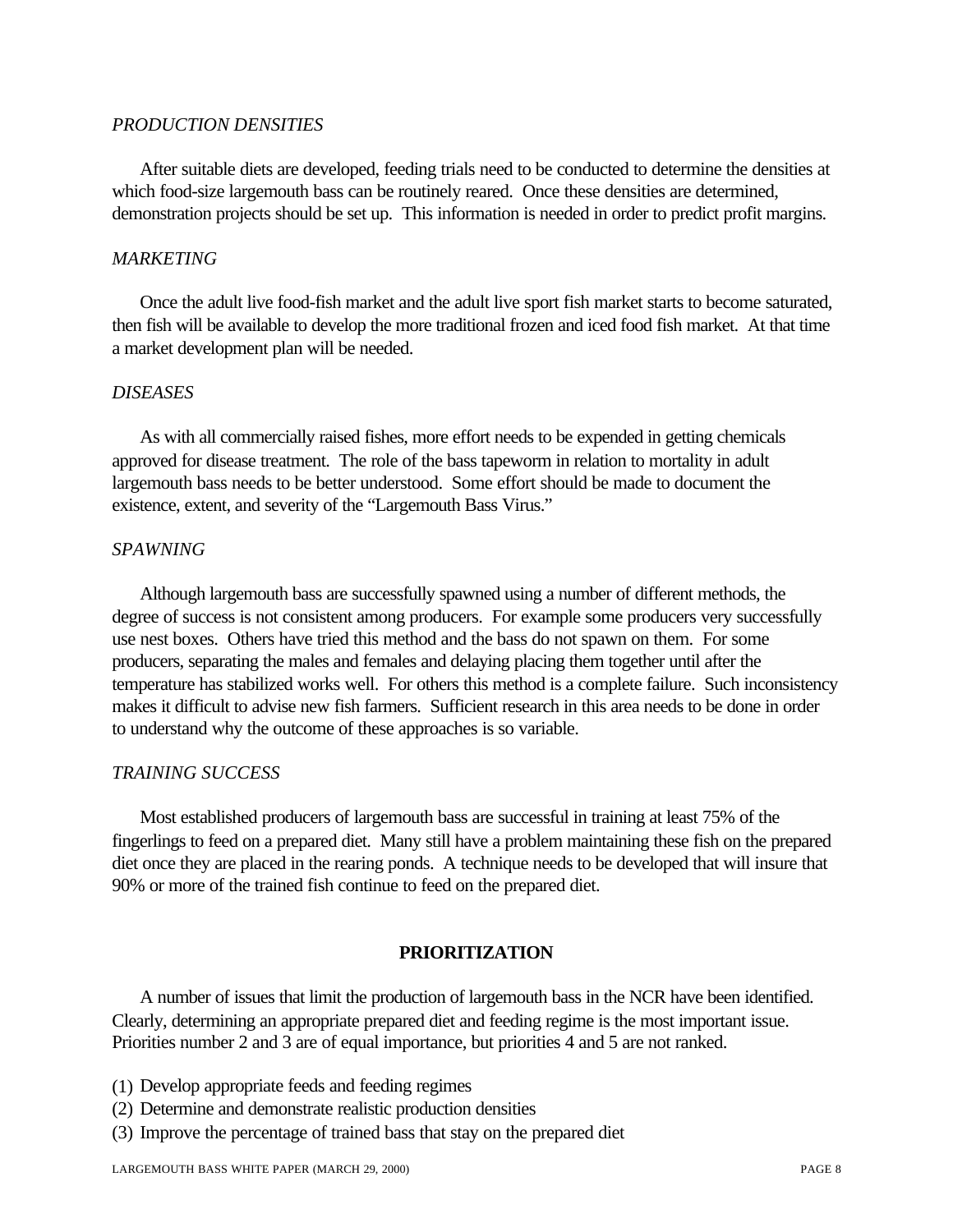*PRODUCTION DENSITIES*

After suitable diets are developed, feeding trials need to be conducted to determine the densities at which food-size largemouth bass can be routinely reared. Once these densities are determined, demonstration projects should be set up. This information is needed in order to predict profit margins.

*MARKETING*

Once the adult live food-fish market and the adult live sport fish market starts to become saturated, then fish will be available to develop the more traditional frozen and iced food fish market. At that time a market development plan will be needed.

*DISEASES*

As with all commercially raised fishes, more effort needs to be expended in getting chemicals approved for disease treatment. The role of the bass tapeworm in relation to mortality in adult largemouth bass needs to be better understood. Some effort should be made to document the existence, extent, and severity of the "Largemouth Bass Virus."

*SPAWNING*

Although largemouth bass are successfully spawned using a number of different methods, the degree of success is not consistent among producers. For example some producers very successfully use nest boxes. Others have tried this method and the bass do not spawn on them. For some producers, separating the males and females and delaying placing them together until after the temperature has stabilized works well. For others this method is a complete failure. Such inconsistency makes it difficult to advise new fish farmers. Sufficient research in this area needs to be done in order to understand why the outcome of these approaches is so variable.

*TRAINING SUCCESS*

Most established producers of largemouth bass are successful in training at least 75% of the fingerlings to feed on a prepared diet. Many still have a problem maintaining these fish on the prepared diet once they are placed in the rearing ponds. A technique needs to be developed that will insure that 90% or more of the trained fish continue to feed on the prepared diet.

## PRIORITIZATION

A number of issues that limit the production of largemouth bass in the NCR have been identified. Clearly, determining an appropriate prepared diet and feeding regime is the most important issue. Priorities number 2 and 3 are of equal importance, but priorities 4 and 5 are not ranked.

(1) Develop appropriate feeds and feeding regimes
(2) Determine and demonstrate realistic production densities
(3) Improve the percentage of trained bass that stay on the prepared diet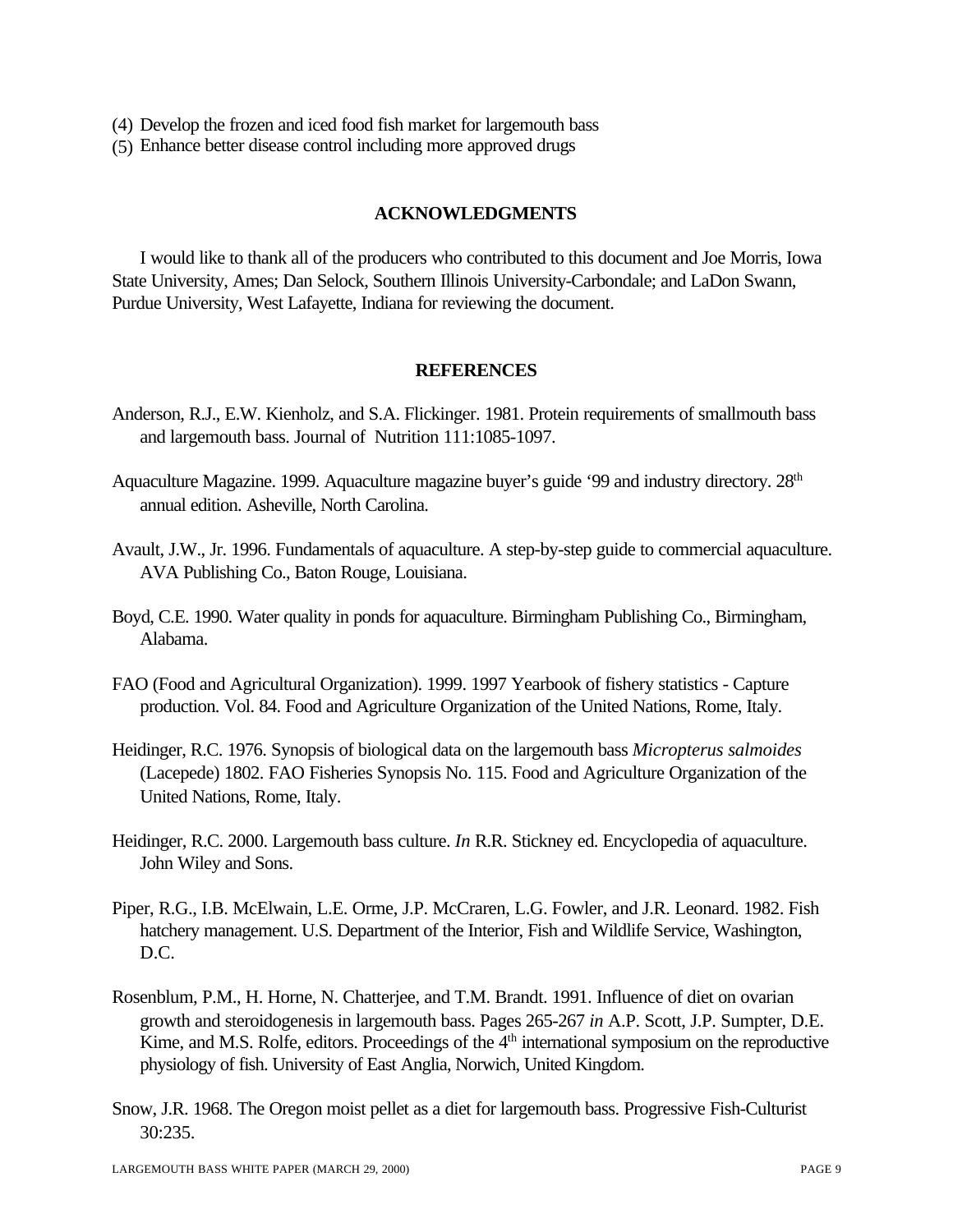(4) Develop the frozen and iced food fish market for largemouth bass
(5) Enhance better disease control including more approved drugs

## ACKNOWLEDGMENTS

I would like to thank all of the producers who contributed to this document and Joe Morris, Iowa State University, Ames; Dan Selock, Southern Illinois University-Carbondale; and LaDon Swann, Purdue University, West Lafayette, Indiana for reviewing the document.

## REFERENCES

Anderson, R.J., E.W. Kienholz, and S.A. Flickinger. 1981. Protein requirements of smallmouth bass and largemouth bass. Journal of Nutrition 111:1085-1097.

Aquaculture Magazine. 1999. Aquaculture magazine buyer's guide '99 and industry directory. 28th annual edition. Asheville, North Carolina.

Avault, J.W., Jr. 1996. Fundamentals of aquaculture. A step-by-step guide to commercial aquaculture. AVA Publishing Co., Baton Rouge, Louisiana.

Boyd, C.E. 1990. Water quality in ponds for aquaculture. Birmingham Publishing Co., Birmingham, Alabama.

FAO (Food and Agricultural Organization). 1999. 1997 Yearbook of fishery statistics - Capture production. Vol. 84. Food and Agriculture Organization of the United Nations, Rome, Italy.

Heidinger, R.C. 1976. Synopsis of biological data on the largemouth bass *Micropterus salmoides* (Lacepede) 1802. FAO Fisheries Synopsis No. 115. Food and Agriculture Organization of the United Nations, Rome, Italy.

Heidinger, R.C. 2000. Largemouth bass culture. *In* R.R. Stickney ed. Encyclopedia of aquaculture. John Wiley and Sons.

Piper, R.G., I.B. McElwain, L.E. Orme, J.P. McCraren, L.G. Fowler, and J.R. Leonard. 1982. Fish hatchery management. U.S. Department of the Interior, Fish and Wildlife Service, Washington, D.C.

Rosenblum, P.M., H. Horne, N. Chatterjee, and T.M. Brandt. 1991. Influence of diet on ovarian growth and steroidogenesis in largemouth bass. Pages 265-267 *in* A.P. Scott, J.P. Sumpter, D.E. Kime, and M.S. Rolfe, editors. Proceedings of the 4th international symposium on the reproductive physiology of fish. University of East Anglia, Norwich, United Kingdom.

Snow, J.R. 1968. The Oregon moist pellet as a diet for largemouth bass. Progressive Fish-Culturist 30:235.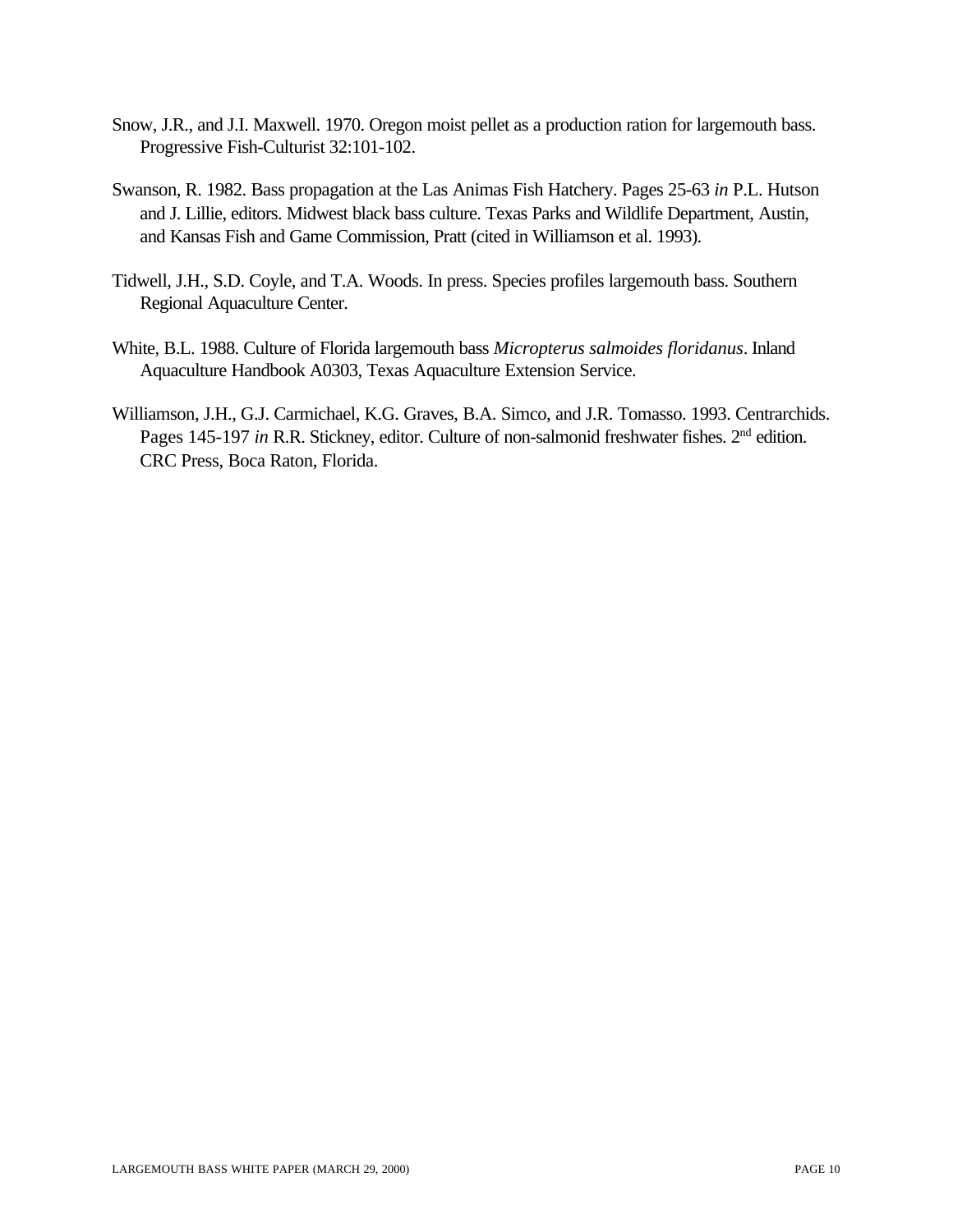Snow, J.R., and J.I. Maxwell. 1970. Oregon moist pellet as a production ration for largemouth bass. Progressive Fish-Culturist 32:101-102.

Swanson, R. 1982. Bass propagation at the Las Animas Fish Hatchery. Pages 25-63 *in* P.L. Hutson and J. Lillie, editors. Midwest black bass culture. Texas Parks and Wildlife Department, Austin, and Kansas Fish and Game Commission, Pratt (cited in Williamson et al. 1993).

Tidwell, J.H., S.D. Coyle, and T.A. Woods. In press. Species profiles largemouth bass. Southern Regional Aquaculture Center.

White, B.L. 1988. Culture of Florida largemouth bass *Micropterus salmoides floridanus*. Inland Aquaculture Handbook A0303, Texas Aquaculture Extension Service.

Williamson, J.H., G.J. Carmichael, K.G. Graves, B.A. Simco, and J.R. Tomasso. 1993. Centrarchids. Pages 145-197 *in* R.R. Stickney, editor. Culture of non-salmonid freshwater fishes. 2nd edition. CRC Press, Boca Raton, Florida.